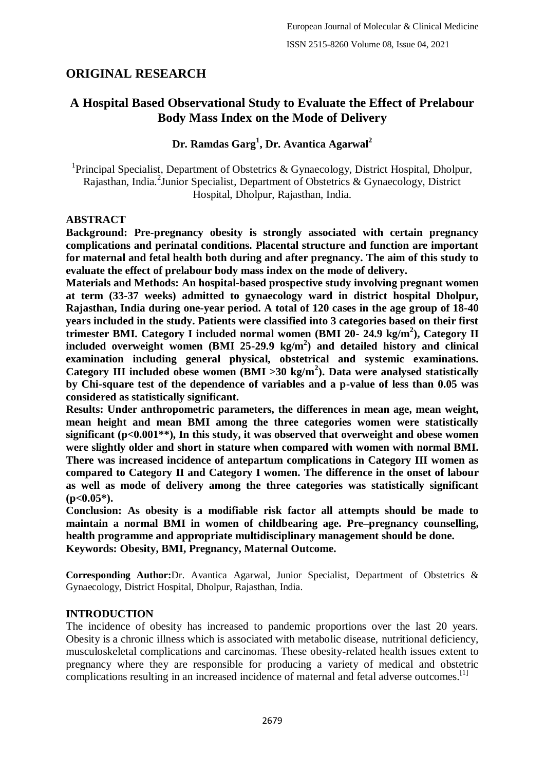## ORIGINAL RESEARCH

# A Hospital Based Observational Study to Evaluate the Effect of Prelabour Body Mass Index on the Mode of Delivery

**Dr. Ramdas Garg[1], Dr. Avantica Agarwal[2]**

[1]Principal Specialist, Department of Obstetrics & Gynaecology, District Hospital, Dholpur, Rajasthan, India.[2]Junior Specialist, Department of Obstetrics & Gynaecology, District Hospital, Dholpur, Rajasthan, India.

### ABSTRACT

**Background: Pre-pregnancy obesity is strongly associated with certain pregnancy complications and perinatal conditions. Placental structure and function are important for maternal and fetal health both during and after pregnancy. The aim of this study to evaluate the effect of prelabour body mass index on the mode of delivery.**

**Materials and Methods: An hospital-based prospective study involving pregnant women at term (33-37 weeks) admitted to gynaecology ward in district hospital Dholpur, Rajasthan, India during one-year period. A total of 120 cases in the age group of 18-40 years included in the study. Patients were classified into 3 categories based on their first trimester BMI. Category I included normal women (BMI 20- 24.9 kg/m$^2$), Category II included overweight women (BMI 25-29.9 kg/m$^2$) and detailed history and clinical examination including general physical, obstetrical and systemic examinations. Category III included obese women (BMI >30 kg/m$^2$). Data were analysed statistically by Chi-square test of the dependence of variables and a p-value of less than 0.05 was considered as statistically significant.**

**Results: Under anthropometric parameters, the differences in mean age, mean weight, mean height and mean BMI among the three categories women were statistically significant (p<0.001**), In this study, it was observed that overweight and obese women were slightly older and short in stature when compared with women with normal BMI. There was increased incidence of antepartum complications in Category III women as compared to Category II and Category I women. The difference in the onset of labour as well as mode of delivery among the three categories was statistically significant (p<0.05*).**

**Conclusion: As obesity is a modifiable risk factor all attempts should be made to maintain a normal BMI in women of childbearing age. Pre–pregnancy counselling, health programme and appropriate multidisciplinary management should be done.**

**Keywords: Obesity, BMI, Pregnancy, Maternal Outcome.**

**Corresponding Author:** Dr. Avantica Agarwal, Junior Specialist, Department of Obstetrics & Gynaecology, District Hospital, Dholpur, Rajasthan, India.

### INTRODUCTION

The incidence of obesity has increased to pandemic proportions over the last 20 years. Obesity is a chronic illness which is associated with metabolic disease, nutritional deficiency, musculoskeletal complications and carcinomas. These obesity-related health issues extent to pregnancy where they are responsible for producing a variety of medical and obstetric complications resulting in an increased incidence of maternal and fetal adverse outcomes.[1]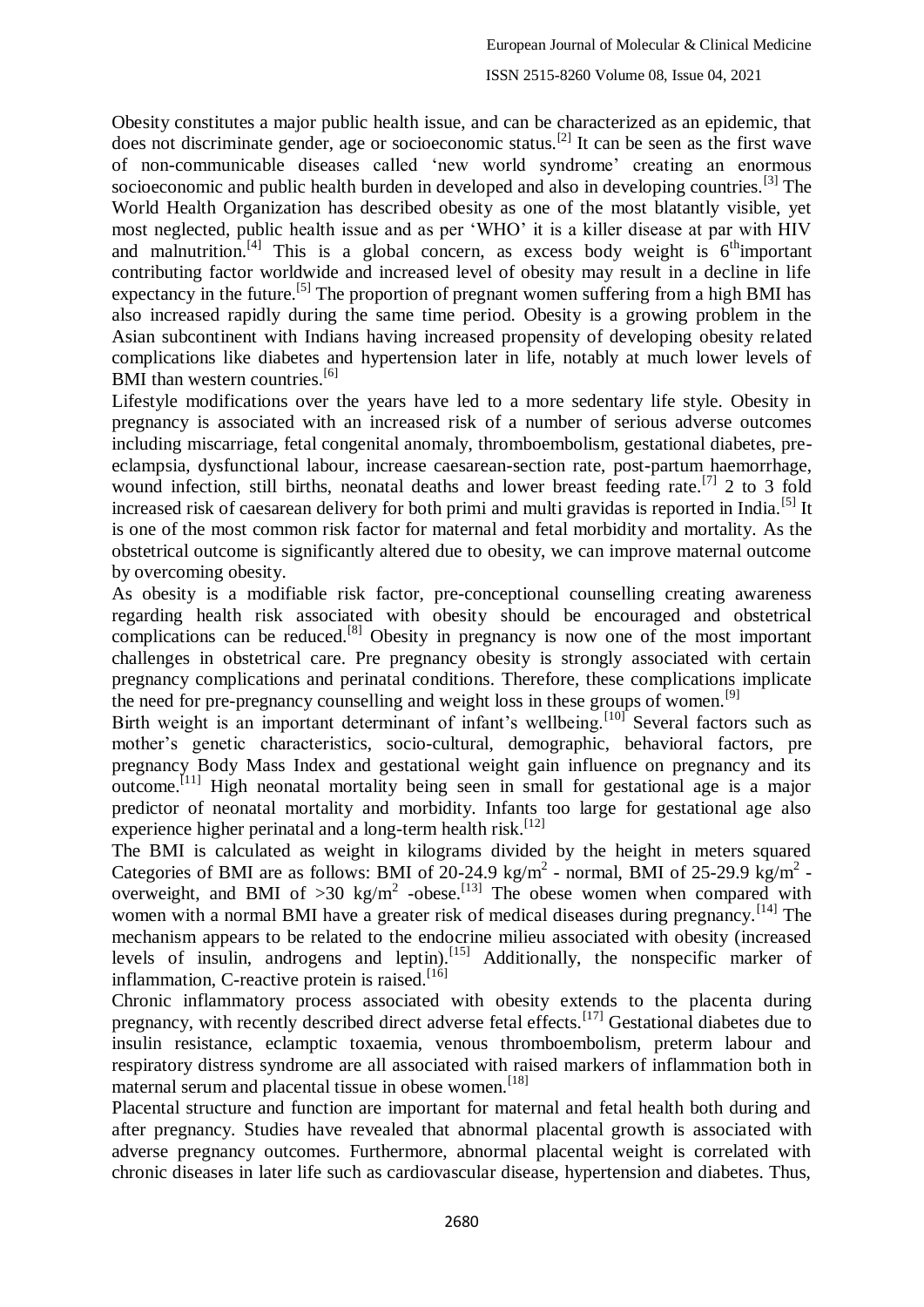Obesity constitutes a major public health issue, and can be characterized as an epidemic, that does not discriminate gender, age or socioeconomic status.[2] It can be seen as the first wave of non-communicable diseases called 'new world syndrome' creating an enormous socioeconomic and public health burden in developed and also in developing countries.[3] The World Health Organization has described obesity as one of the most blatantly visible, yet most neglected, public health issue and as per 'WHO' it is a killer disease at par with HIV and malnutrition.[4] This is a global concern, as excess body weight is 6$^{th}$important contributing factor worldwide and increased level of obesity may result in a decline in life expectancy in the future.[5] The proportion of pregnant women suffering from a high BMI has also increased rapidly during the same time period. Obesity is a growing problem in the Asian subcontinent with Indians having increased propensity of developing obesity related complications like diabetes and hypertension later in life, notably at much lower levels of BMI than western countries.[6]

Lifestyle modifications over the years have led to a more sedentary life style. Obesity in pregnancy is associated with an increased risk of a number of serious adverse outcomes including miscarriage, fetal congenital anomaly, thromboembolism, gestational diabetes, pre-eclampsia, dysfunctional labour, increase caesarean-section rate, post-partum haemorrhage, wound infection, still births, neonatal deaths and lower breast feeding rate.[7] 2 to 3 fold increased risk of caesarean delivery for both primi and multi gravidas is reported in India.[5] It is one of the most common risk factor for maternal and fetal morbidity and mortality. As the obstetrical outcome is significantly altered due to obesity, we can improve maternal outcome by overcoming obesity.

As obesity is a modifiable risk factor, pre-conceptional counselling creating awareness regarding health risk associated with obesity should be encouraged and obstetrical complications can be reduced.[8] Obesity in pregnancy is now one of the most important challenges in obstetrical care. Pre pregnancy obesity is strongly associated with certain pregnancy complications and perinatal conditions. Therefore, these complications implicate the need for pre-pregnancy counselling and weight loss in these groups of women.[9]

Birth weight is an important determinant of infant's wellbeing.[10] Several factors such as mother's genetic characteristics, socio-cultural, demographic, behavioral factors, pre pregnancy Body Mass Index and gestational weight gain influence on pregnancy and its outcome.[11] High neonatal mortality being seen in small for gestational age is a major predictor of neonatal mortality and morbidity. Infants too large for gestational age also experience higher perinatal and a long-term health risk.[12]

The BMI is calculated as weight in kilograms divided by the height in meters squared Categories of BMI are as follows: BMI of 20-24.9 $kg/m^2$ - normal, BMI of 25-29.9 $kg/m^2$ - overweight, and BMI of >30 $kg/m^2$ -obese.[13] The obese women when compared with women with a normal BMI have a greater risk of medical diseases during pregnancy.[14] The mechanism appears to be related to the endocrine milieu associated with obesity (increased levels of insulin, androgens and leptin).[15] Additionally, the nonspecific marker of inflammation, C-reactive protein is raised.[16]

Chronic inflammatory process associated with obesity extends to the placenta during pregnancy, with recently described direct adverse fetal effects.[17] Gestational diabetes due to insulin resistance, eclamptic toxaemia, venous thromboembolism, preterm labour and respiratory distress syndrome are all associated with raised markers of inflammation both in maternal serum and placental tissue in obese women.[18]

Placental structure and function are important for maternal and fetal health both during and after pregnancy. Studies have revealed that abnormal placental growth is associated with adverse pregnancy outcomes. Furthermore, abnormal placental weight is correlated with chronic diseases in later life such as cardiovascular disease, hypertension and diabetes. Thus,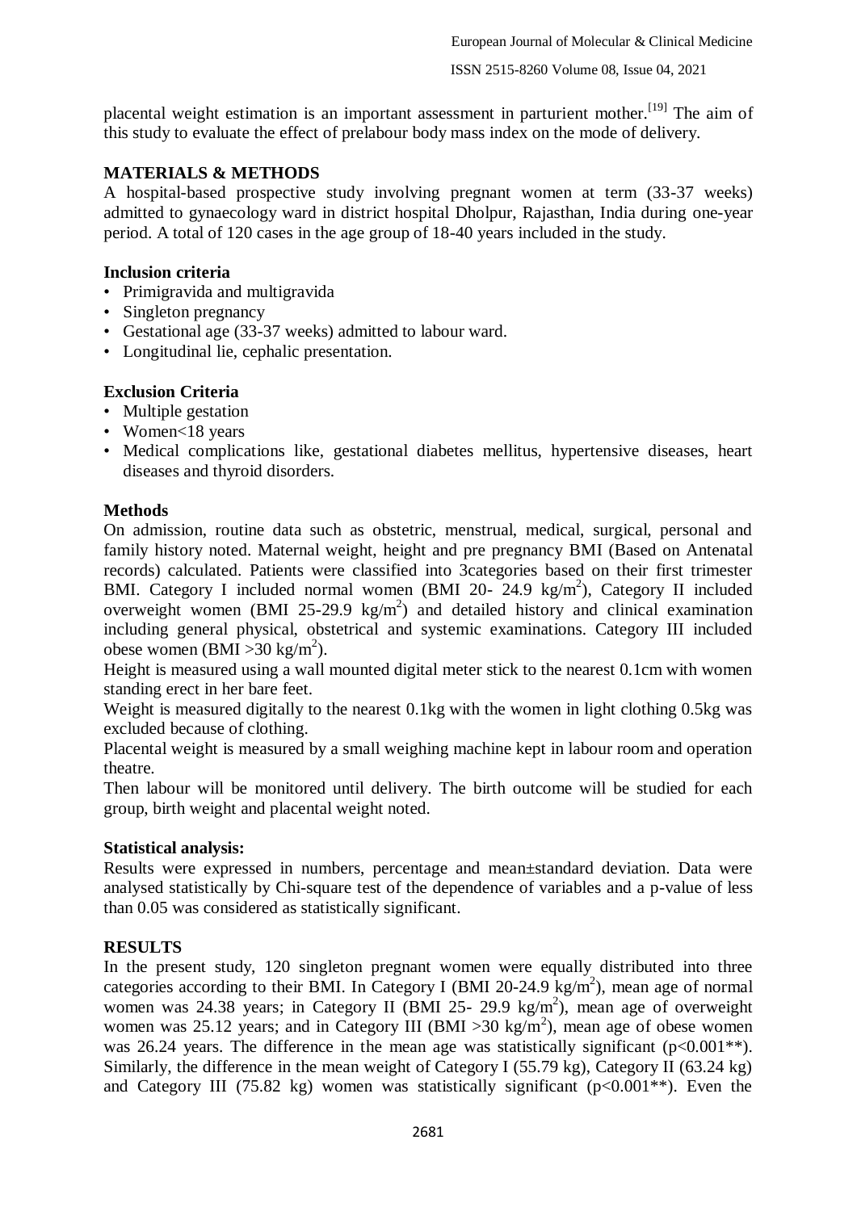placental weight estimation is an important assessment in parturient mother.[19] The aim of this study to evaluate the effect of prelabour body mass index on the mode of delivery.

## MATERIALS & METHODS

A hospital-based prospective study involving pregnant women at term (33-37 weeks) admitted to gynaecology ward in district hospital Dholpur, Rajasthan, India during one-year period. A total of 120 cases in the age group of 18-40 years included in the study.

### Inclusion criteria

- Primigravida and multigravida
- Singleton pregnancy
- Gestational age (33-37 weeks) admitted to labour ward.
- Longitudinal lie, cephalic presentation.

### Exclusion Criteria

- Multiple gestation
- Women<18 years
- Medical complications like, gestational diabetes mellitus, hypertensive diseases, heart diseases and thyroid disorders.

### Methods

On admission, routine data such as obstetric, menstrual, medical, surgical, personal and family history noted. Maternal weight, height and pre pregnancy BMI (Based on Antenatal records) calculated. Patients were classified into 3categories based on their first trimester BMI. Category I included normal women (BMI 20- 24.9 kg/$m^2$), Category II included overweight women (BMI 25-29.9 kg/$m^2$) and detailed history and clinical examination including general physical, obstetrical and systemic examinations. Category III included obese women (BMI >30 kg/$m^2$).

Height is measured using a wall mounted digital meter stick to the nearest 0.1cm with women standing erect in her bare feet.

Weight is measured digitally to the nearest 0.1kg with the women in light clothing 0.5kg was excluded because of clothing.

Placental weight is measured by a small weighing machine kept in labour room and operation theatre.

Then labour will be monitored until delivery. The birth outcome will be studied for each group, birth weight and placental weight noted.

### Statistical analysis:

Results were expressed in numbers, percentage and mean±standard deviation. Data were analysed statistically by Chi-square test of the dependence of variables and a p-value of less than 0.05 was considered as statistically significant.

## RESULTS

In the present study, 120 singleton pregnant women were equally distributed into three categories according to their BMI. In Category I (BMI 20-24.9 kg/$m^2$), mean age of normal women was 24.38 years; in Category II (BMI 25- 29.9 kg/$m^2$), mean age of overweight women was 25.12 years; and in Category III (BMI >30 kg/$m^2$), mean age of obese women was 26.24 years. The difference in the mean age was statistically significant ($p<0.001$**). Similarly, the difference in the mean weight of Category I (55.79 kg), Category II (63.24 kg) and Category III (75.82 kg) women was statistically significant ($p<0.001$**). Even the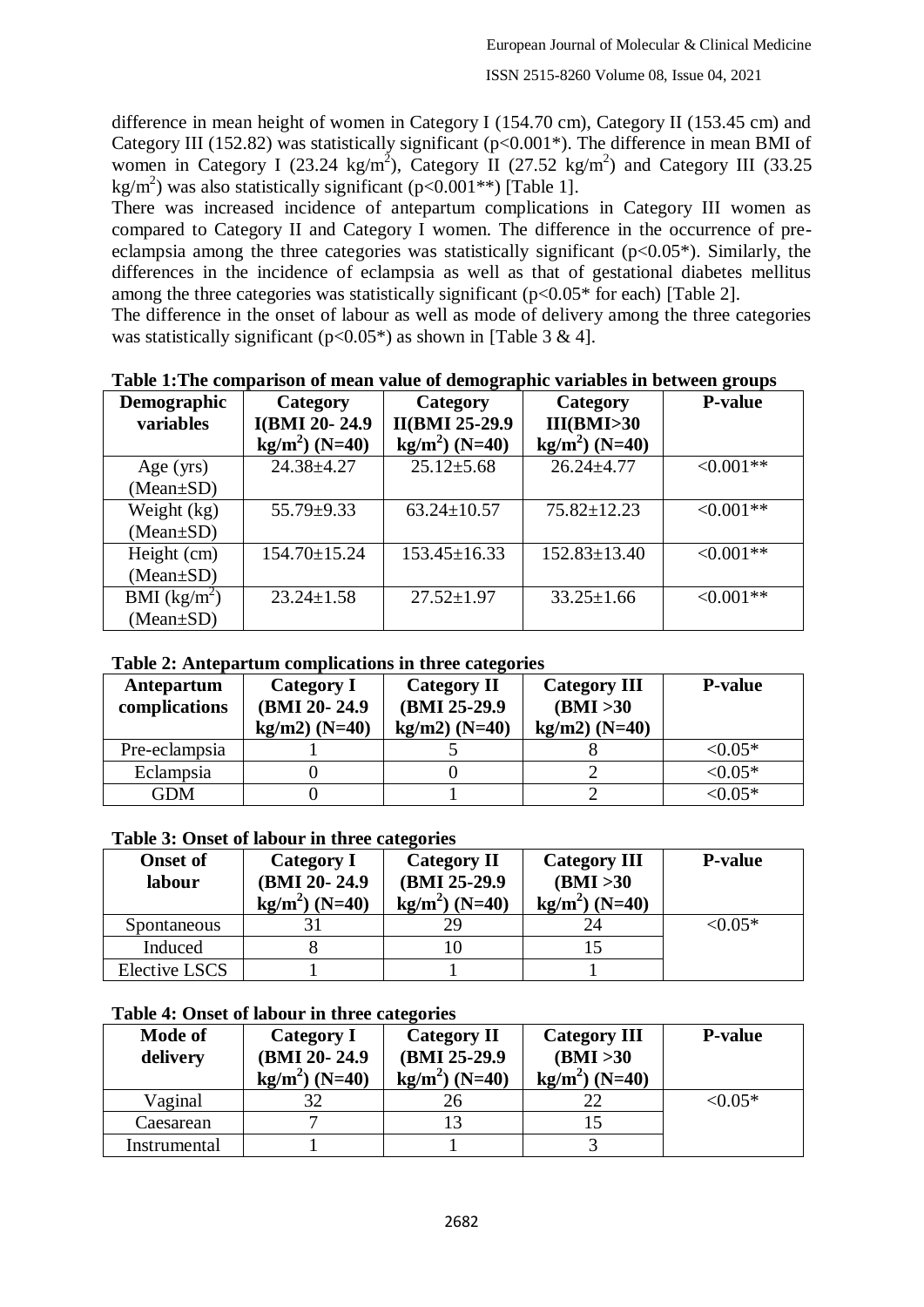difference in mean height of women in Category I (154.70 cm), Category II (153.45 cm) and Category III (152.82) was statistically significant ($p<0.001$*). The difference in mean BMI of women in Category I (23.24 $kg/m^2$), Category II (27.52 $kg/m^2$) and Category III (33.25 $kg/m^2$) was also statistically significant ($p<0.001$**) [Table 1].

There was increased incidence of antepartum complications in Category III women as compared to Category II and Category I women. The difference in the occurrence of pre-eclampsia among the three categories was statistically significant ($p<0.05$*). Similarly, the differences in the incidence of eclampsia as well as that of gestational diabetes mellitus among the three categories was statistically significant ($p<0.05$* for each) [Table 2].

The difference in the onset of labour as well as mode of delivery among the three categories was statistically significant ($p<0.05$*) as shown in [Table 3 & 4].

**Table 1:The comparison of mean value of demographic variables in between groups**

| Demographic variables | Category I(BMI 20- 24.9 $kg/m^2$) (N=40) | Category II(BMI 25-29.9 $kg/m^2$) (N=40) | Category III(BMI>30 $kg/m^2$) (N=40) | P-value |
|---|---|---|---|---|
| Age (yrs) (Mean±SD) | 24.38±4.27 | 25.12±5.68 | 26.24±4.77 | <0.001** |
| Weight (kg) (Mean±SD) | 55.79±9.33 | 63.24±10.57 | 75.82±12.23 | <0.001** |
| Height (cm) (Mean±SD) | 154.70±15.24 | 153.45±16.33 | 152.83±13.40 | <0.001** |
| BMI ($kg/m^2$) (Mean±SD) | 23.24±1.58 | 27.52±1.97 | 33.25±1.66 | <0.001** |

**Table 2: Antepartum complications in three categories**

| Antepartum complications | Category I (BMI 20- 24.9 kg/m2) (N=40) | Category II (BMI 25-29.9 kg/m2) (N=40) | Category III (BMI >30 kg/m2) (N=40) | P-value |
|---|---|---|---|---|
| Pre-eclampsia | 1 | 5 | 8 | <0.05* |
| Eclampsia | 0 | 0 | 2 | <0.05* |
| GDM | 0 | 1 | 2 | <0.05* |

**Table 3: Onset of labour in three categories**

| Onset of labour | Category I (BMI 20- 24.9 $kg/m^2$) (N=40) | Category II (BMI 25-29.9 $kg/m^2$) (N=40) | Category III (BMI >30 $kg/m^2$) (N=40) | P-value |
|---|---|---|---|---|
| Spontaneous | 31 | 29 | 24 | <0.05* |
| Induced | 8 | 10 | 15 | |
| Elective LSCS | 1 | 1 | 1 | |

**Table 4: Onset of labour in three categories**

| Mode of delivery | Category I (BMI 20- 24.9 $kg/m^2$) (N=40) | Category II (BMI 25-29.9 $kg/m^2$) (N=40) | Category III (BMI >30 $kg/m^2$) (N=40) | P-value |
|---|---|---|---|---|
| Vaginal | 32 | 26 | 22 | <0.05* |
| Caesarean | 7 | 13 | 15 | |
| Instrumental | 1 | 1 | 3 | |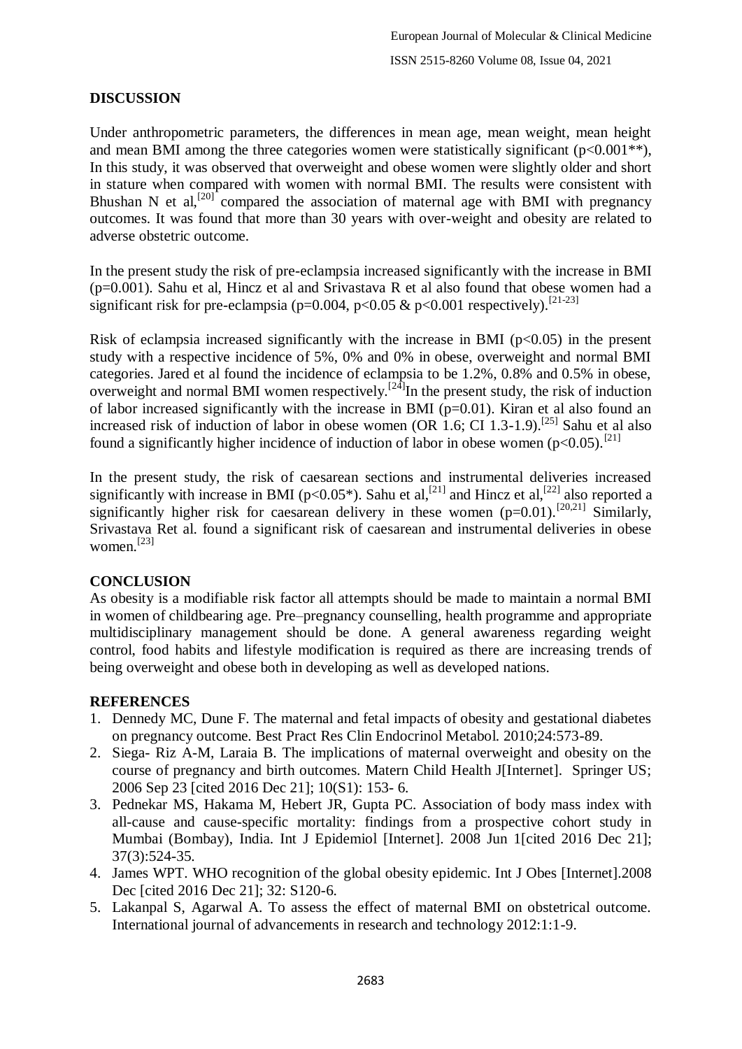## DISCUSSION

Under anthropometric parameters, the differences in mean age, mean weight, mean height and mean BMI among the three categories women were statistically significant ($p<0.001^{**}$), In this study, it was observed that overweight and obese women were slightly older and short in stature when compared with women with normal BMI. The results were consistent with Bhushan N et al,[20] compared the association of maternal age with BMI with pregnancy outcomes. It was found that more than 30 years with over-weight and obesity are related to adverse obstetric outcome.

In the present study the risk of pre-eclampsia increased significantly with the increase in BMI ($p=0.001$). Sahu et al, Hincz et al and Srivastava R et al also found that obese women had a significant risk for pre-eclampsia ($p=0.004$, $p<0.05$ & $p<0.001$ respectively).[21-23]

Risk of eclampsia increased significantly with the increase in BMI ($p<0.05$) in the present study with a respective incidence of 5%, 0% and 0% in obese, overweight and normal BMI categories. Jared et al found the incidence of eclampsia to be 1.2%, 0.8% and 0.5% in obese, overweight and normal BMI women respectively.[24]In the present study, the risk of induction of labor increased significantly with the increase in BMI ($p=0.01$). Kiran et al also found an increased risk of induction of labor in obese women (OR 1.6; CI 1.3-1.9).[25] Sahu et al also found a significantly higher incidence of induction of labor in obese women ($p<0.05$).[21]

In the present study, the risk of caesarean sections and instrumental deliveries increased significantly with increase in BMI ($p<0.05^{*}$). Sahu et al,[21] and Hincz et al,[22] also reported a significantly higher risk for caesarean delivery in these women ($p=0.01$).[20,21] Similarly, Srivastava Ret al. found a significant risk of caesarean and instrumental deliveries in obese women.[23]

## CONCLUSION

As obesity is a modifiable risk factor all attempts should be made to maintain a normal BMI in women of childbearing age. Pre–pregnancy counselling, health programme and appropriate multidisciplinary management should be done. A general awareness regarding weight control, food habits and lifestyle modification is required as there are increasing trends of being overweight and obese both in developing as well as developed nations.

## REFERENCES

1. Dennedy MC, Dune F. The maternal and fetal impacts of obesity and gestational diabetes on pregnancy outcome. Best Pract Res Clin Endocrinol Metabol. 2010;24:573-89.
2. Siega- Riz A-M, Laraia B. The implications of maternal overweight and obesity on the course of pregnancy and birth outcomes. Matern Child Health J[Internet]. Springer US; 2006 Sep 23 [cited 2016 Dec 21]; 10(S1): 153- 6.
3. Pednekar MS, Hakama M, Hebert JR, Gupta PC. Association of body mass index with all-cause and cause-specific mortality: findings from a prospective cohort study in Mumbai (Bombay), India. Int J Epidemiol [Internet]. 2008 Jun 1[cited 2016 Dec 21]; 37(3):524-35.
4. James WPT. WHO recognition of the global obesity epidemic. Int J Obes [Internet].2008 Dec [cited 2016 Dec 21]; 32: S120-6.
5. Lakanpal S, Agarwal A. To assess the effect of maternal BMI on obstetrical outcome. International journal of advancements in research and technology 2012:1:1-9.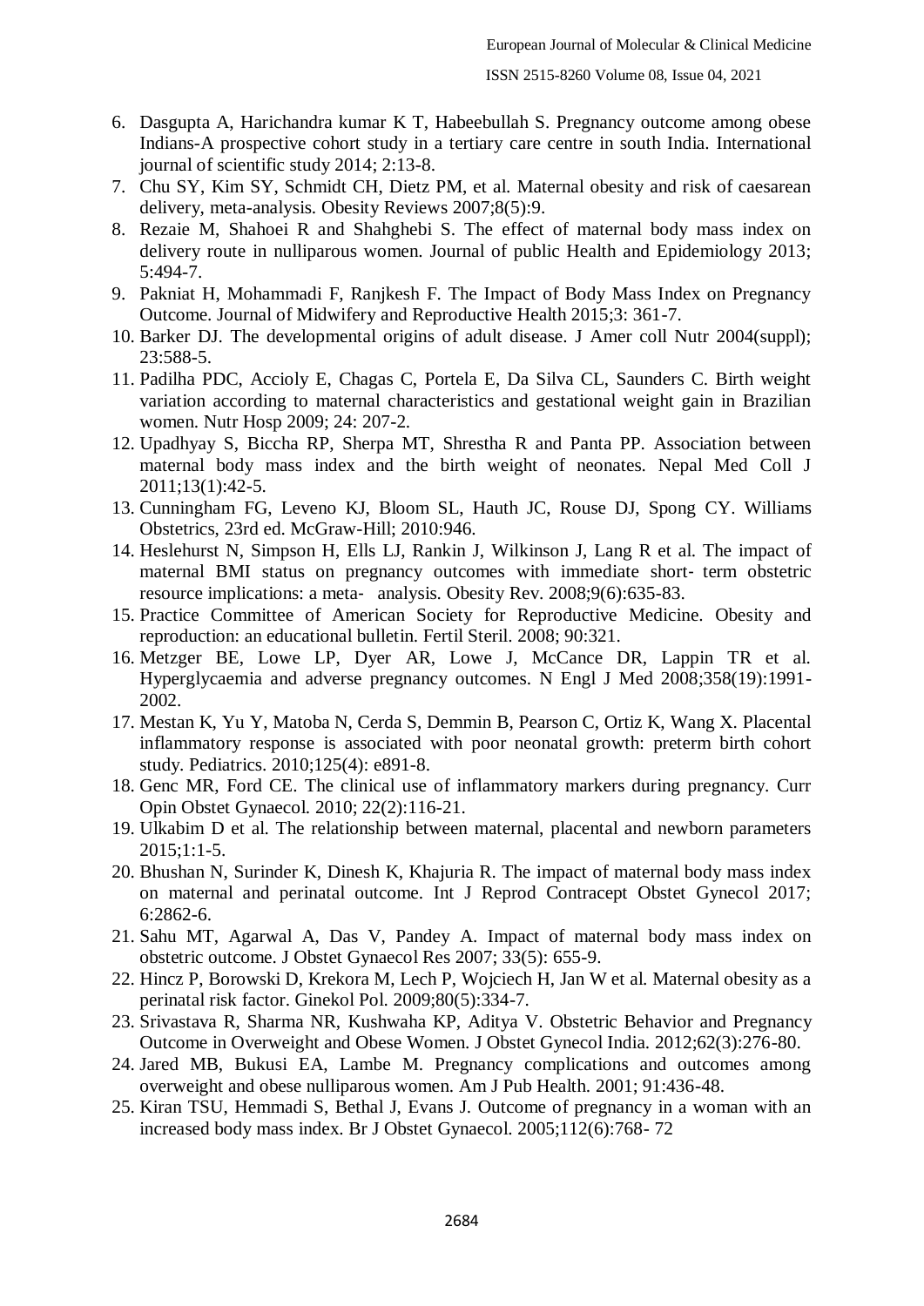6. Dasgupta A, Harichandra kumar K T, Habeebullah S. Pregnancy outcome among obese Indians-A prospective cohort study in a tertiary care centre in south India. International journal of scientific study 2014; 2:13-8.
7. Chu SY, Kim SY, Schmidt CH, Dietz PM, et al. Maternal obesity and risk of caesarean delivery, meta-analysis. Obesity Reviews 2007;8(5):9.
8. Rezaie M, Shahoei R and Shahghebi S. The effect of maternal body mass index on delivery route in nulliparous women. Journal of public Health and Epidemiology 2013; 5:494-7.
9. Pakniat H, Mohammadi F, Ranjkesh F. The Impact of Body Mass Index on Pregnancy Outcome. Journal of Midwifery and Reproductive Health 2015;3: 361-7.
10. Barker DJ. The developmental origins of adult disease. J Amer coll Nutr 2004(suppl); 23:588-5.
11. Padilha PDC, Accioly E, Chagas C, Portela E, Da Silva CL, Saunders C. Birth weight variation according to maternal characteristics and gestational weight gain in Brazilian women. Nutr Hosp 2009; 24: 207-2.
12. Upadhyay S, Biccha RP, Sherpa MT, Shrestha R and Panta PP. Association between maternal body mass index and the birth weight of neonates. Nepal Med Coll J 2011;13(1):42-5.
13. Cunningham FG, Leveno KJ, Bloom SL, Hauth JC, Rouse DJ, Spong CY. Williams Obstetrics, 23rd ed. McGraw-Hill; 2010:946.
14. Heslehurst N, Simpson H, Ells LJ, Rankin J, Wilkinson J, Lang R et al. The impact of maternal BMI status on pregnancy outcomes with immediate short‐ term obstetric resource implications: a meta‐ analysis. Obesity Rev. 2008;9(6):635-83.
15. Practice Committee of American Society for Reproductive Medicine. Obesity and reproduction: an educational bulletin. Fertil Steril. 2008; 90:321.
16. Metzger BE, Lowe LP, Dyer AR, Lowe J, McCance DR, Lappin TR et al. Hyperglycaemia and adverse pregnancy outcomes. N Engl J Med 2008;358(19):1991-2002.
17. Mestan K, Yu Y, Matoba N, Cerda S, Demmin B, Pearson C, Ortiz K, Wang X. Placental inflammatory response is associated with poor neonatal growth: preterm birth cohort study. Pediatrics. 2010;125(4): e891-8.
18. Genc MR, Ford CE. The clinical use of inflammatory markers during pregnancy. Curr Opin Obstet Gynaecol. 2010; 22(2):116-21.
19. Ulkabim D et al. The relationship between maternal, placental and newborn parameters 2015;1:1-5.
20. Bhushan N, Surinder K, Dinesh K, Khajuria R. The impact of maternal body mass index on maternal and perinatal outcome. Int J Reprod Contracept Obstet Gynecol 2017; 6:2862-6.
21. Sahu MT, Agarwal A, Das V, Pandey A. Impact of maternal body mass index on obstetric outcome. J Obstet Gynaecol Res 2007; 33(5): 655-9.
22. Hincz P, Borowski D, Krekora M, Lech P, Wojciech H, Jan W et al. Maternal obesity as a perinatal risk factor. Ginekol Pol. 2009;80(5):334-7.
23. Srivastava R, Sharma NR, Kushwaha KP, Aditya V. Obstetric Behavior and Pregnancy Outcome in Overweight and Obese Women. J Obstet Gynecol India. 2012;62(3):276-80.
24. Jared MB, Bukusi EA, Lambe M. Pregnancy complications and outcomes among overweight and obese nulliparous women. Am J Pub Health. 2001; 91:436-48.
25. Kiran TSU, Hemmadi S, Bethal J, Evans J. Outcome of pregnancy in a woman with an increased body mass index. Br J Obstet Gynaecol. 2005;112(6):768- 72